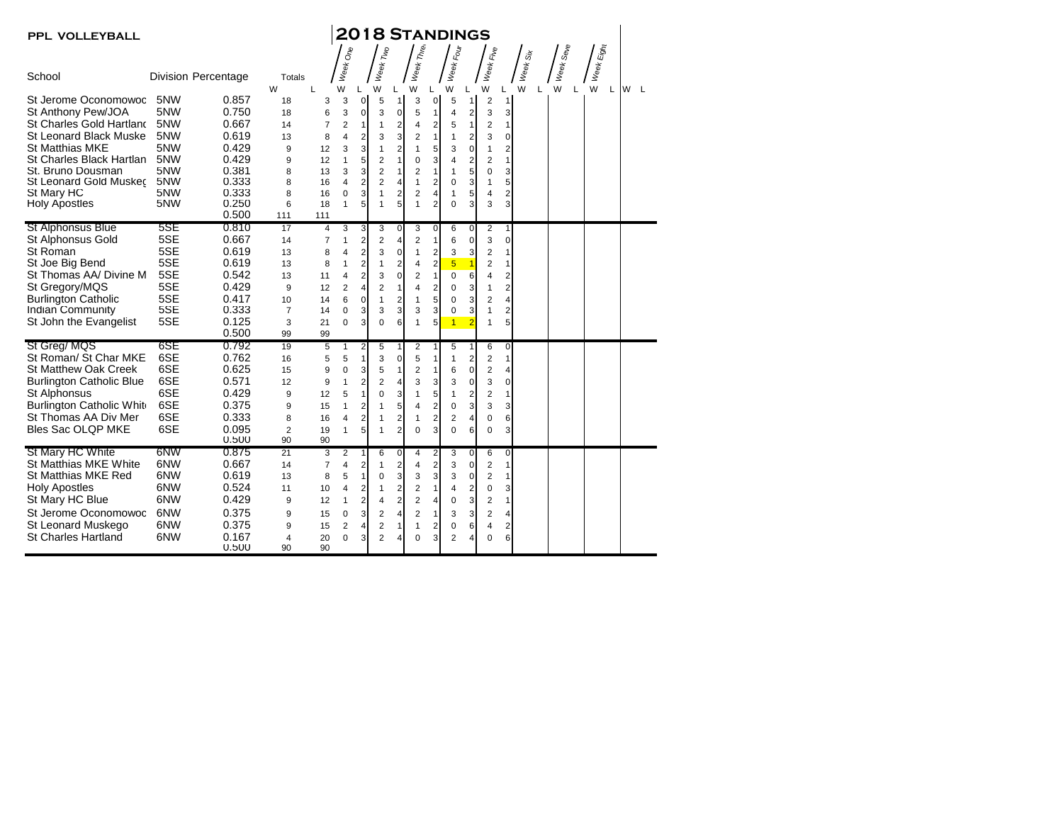**PPL VOLLEYBALL**

# 2018 Standings

| School | Division | Percentage | Totals W | Totals L | Week One W | Week One L | Week Two W | Week Two L | Week Three W | Week Three L | Week Four W | Week Four L | Week Five W | Week Five L | Week Six W | Week Six L | Week Seven W | Week Seven L | Week Eight W | Week Eight L |
|---|---|---|---|---|---|---|---|---|---|---|---|---|---|---|---|---|---|---|---|---|
| St Jerome Oconomowoc | 5NW | 0.857 | 18 | 3 | 3 | 0 | 5 | 1 | 3 | 0 | 5 | 1 | 2 | 1 | | | | | | |
| St Anthony Pew/JOA | 5NW | 0.750 | 18 | 6 | 3 | 0 | 3 | 0 | 5 | 1 | 4 | 2 | 3 | 3 | | | | | | |
| St Charles Gold Hartland | 5NW | 0.667 | 14 | 7 | 2 | 1 | 1 | 2 | 4 | 2 | 5 | 1 | 2 | 1 | | | | | | |
| St Leonard Black Muske | 5NW | 0.619 | 13 | 8 | 4 | 2 | 3 | 3 | 2 | 1 | 1 | 2 | 3 | 0 | | | | | | |
| St Matthias MKE | 5NW | 0.429 | 9 | 12 | 3 | 3 | 1 | 2 | 1 | 5 | 3 | 0 | 1 | 2 | | | | | | |
| St Charles Black Hartlan | 5NW | 0.429 | 9 | 12 | 1 | 5 | 2 | 1 | 0 | 3 | 4 | 2 | 2 | 1 | | | | | | |
| St. Bruno Dousman | 5NW | 0.381 | 8 | 13 | 3 | 3 | 2 | 1 | 2 | 1 | 1 | 5 | 0 | 3 | | | | | | |
| St Leonard Gold Muskeg | 5NW | 0.333 | 8 | 16 | 4 | 2 | 2 | 4 | 1 | 2 | 0 | 3 | 1 | 5 | | | | | | |
| St Mary HC | 5NW | 0.333 | 8 | 16 | 0 | 3 | 1 | 2 | 2 | 4 | 1 | 5 | 4 | 2 | | | | | | |
| Holy Apostles | 5NW | 0.250 | 6 | 18 | 1 | 5 | 1 | 5 | 1 | 2 | 0 | 3 | 3 | 3 | | | | | | |
| | | 0.500 | 111 | 111 | | | | | | | | | | | | | | | | |
| St Alphonsus Blue | 5SE | 0.810 | 17 | 4 | 3 | 3 | 3 | 0 | 3 | 0 | 6 | 0 | 2 | 1 | | | | | | |
| St Alphonsus Gold | 5SE | 0.667 | 14 | 7 | 1 | 2 | 2 | 4 | 2 | 1 | 6 | 0 | 3 | 0 | | | | | | |
| St Roman | 5SE | 0.619 | 13 | 8 | 4 | 2 | 3 | 0 | 1 | 2 | 3 | 3 | 2 | 1 | | | | | | |
| St Joe Big Bend | 5SE | 0.619 | 13 | 8 | 1 | 2 | 1 | 2 | 4 | 2 | 5 | 1 | 2 | 1 | | | | | | |
| St Thomas AA/ Divine M | 5SE | 0.542 | 13 | 11 | 4 | 2 | 3 | 0 | 2 | 1 | 0 | 6 | 4 | 2 | | | | | | |
| St Gregory/MQS | 5SE | 0.429 | 9 | 12 | 2 | 4 | 2 | 1 | 4 | 2 | 0 | 3 | 1 | 2 | | | | | | |
| Burlington Catholic | 5SE | 0.417 | 10 | 14 | 6 | 0 | 1 | 2 | 1 | 5 | 0 | 3 | 2 | 4 | | | | | | |
| Indian Community | 5SE | 0.333 | 7 | 14 | 0 | 3 | 3 | 3 | 3 | 3 | 0 | 3 | 1 | 2 | | | | | | |
| St John the Evangelist | 5SE | 0.125 | 3 | 21 | 0 | 3 | 0 | 6 | 1 | 5 | 1 | 2 | 1 | 5 | | | | | | |
| | | 0.500 | 99 | 99 | | | | | | | | | | | | | | | | |
| St Greg/ MQS | 6SE | 0.792 | 19 | 5 | 1 | 2 | 5 | 1 | 2 | 1 | 5 | 1 | 6 | 0 | | | | | | |
| St Roman/ St Char MKE | 6SE | 0.762 | 16 | 5 | 5 | 1 | 3 | 0 | 5 | 1 | 1 | 2 | 2 | 1 | | | | | | |
| St Matthew Oak Creek | 6SE | 0.625 | 15 | 9 | 0 | 3 | 5 | 1 | 2 | 1 | 6 | 0 | 2 | 4 | | | | | | |
| Burlington Catholic Blue | 6SE | 0.571 | 12 | 9 | 1 | 2 | 2 | 4 | 3 | 3 | 3 | 0 | 3 | 0 | | | | | | |
| St Alphonsus | 6SE | 0.429 | 9 | 12 | 5 | 1 | 0 | 3 | 1 | 5 | 1 | 2 | 2 | 1 | | | | | | |
| Burlington Catholic Whit | 6SE | 0.375 | 9 | 15 | 1 | 2 | 1 | 5 | 4 | 2 | 0 | 3 | 3 | 3 | | | | | | |
| St Thomas AA Div Mer | 6SE | 0.333 | 8 | 16 | 4 | 2 | 1 | 2 | 1 | 2 | 2 | 4 | 0 | 6 | | | | | | |
| Bles Sac OLQP MKE | 6SE | 0.095 | 2 | 19 | 1 | 5 | 1 | 2 | 0 | 3 | 0 | 6 | 0 | 3 | | | | | | |
| | | 0.500 | 90 | 90 | | | | | | | | | | | | | | | | |
| St Mary HC White | 6NW | 0.875 | 21 | 3 | 2 | 1 | 6 | 0 | 4 | 2 | 3 | 0 | 6 | 0 | | | | | | |
| St Matthias MKE White | 6NW | 0.667 | 14 | 7 | 4 | 2 | 1 | 2 | 4 | 2 | 3 | 0 | 2 | 1 | | | | | | |
| St Matthias MKE Red | 6NW | 0.619 | 13 | 8 | 5 | 1 | 0 | 3 | 3 | 3 | 3 | 0 | 2 | 1 | | | | | | |
| Holy Apostles | 6NW | 0.524 | 11 | 10 | 4 | 2 | 1 | 2 | 2 | 1 | 4 | 2 | 0 | 3 | | | | | | |
| St Mary HC Blue | 6NW | 0.429 | 9 | 12 | 1 | 2 | 4 | 2 | 2 | 4 | 0 | 3 | 2 | 1 | | | | | | |
| St Jerome Oconomowoc | 6NW | 0.375 | 9 | 15 | 0 | 3 | 2 | 4 | 2 | 1 | 3 | 3 | 2 | 4 | | | | | | |
| St Leonard Muskego | 6NW | 0.375 | 9 | 15 | 2 | 4 | 2 | 1 | 1 | 2 | 0 | 6 | 4 | 2 | | | | | | |
| St Charles Hartland | 6NW | 0.167 | 4 | 20 | 0 | 3 | 2 | 4 | 0 | 3 | 2 | 4 | 0 | 6 | | | | | | |
| | | 0.500 | 90 | 90 | | | | | | | | | | | | | | | | |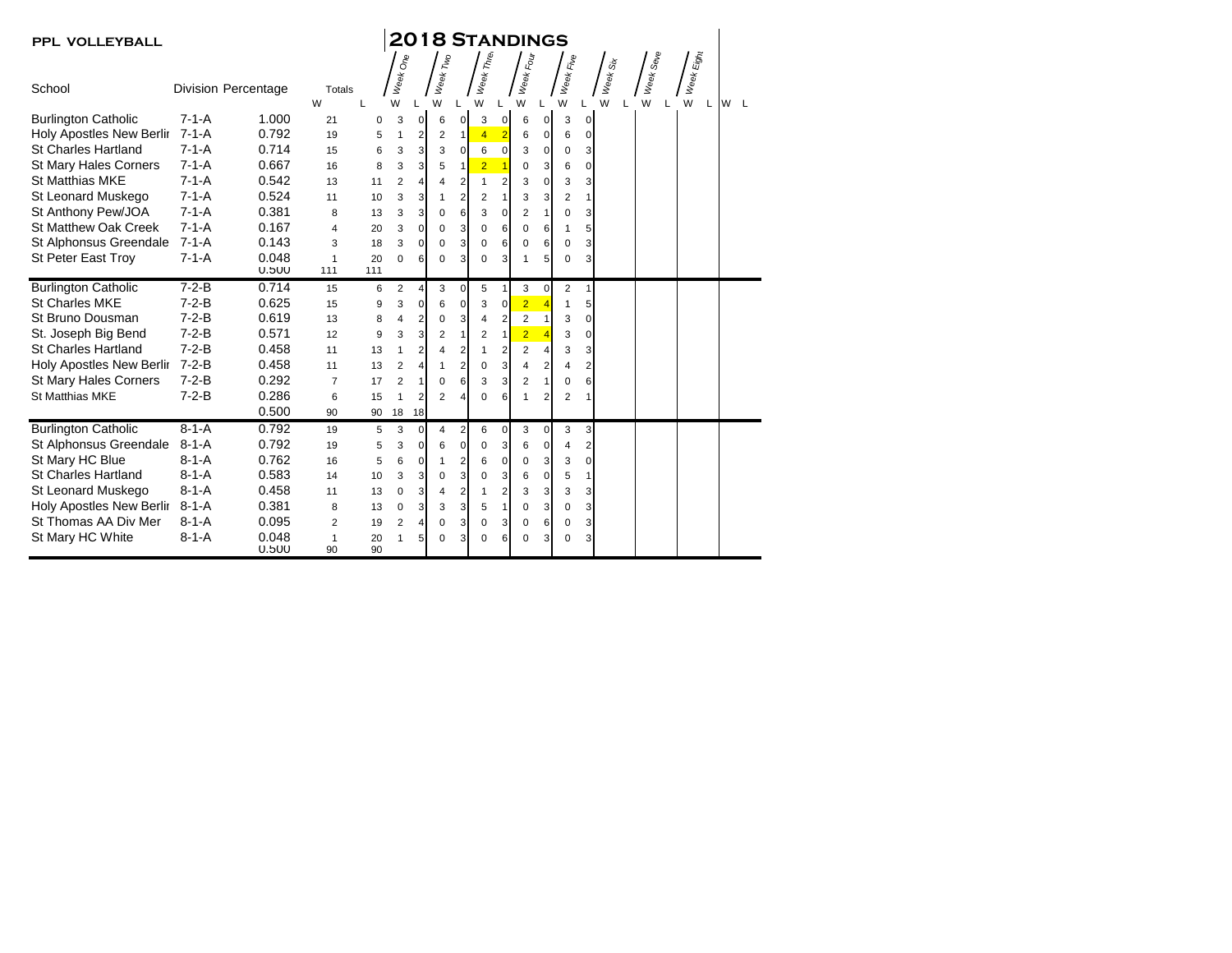**PPL VOLLEYBALL**

# 2018 Standings

| School | Division | Percentage | Totals W | Totals L | Week One W | Week One L | Week Two W | Week Two L | Week Three W | Week Three L | Week Four W | Week Four L | Week Five W | Week Five L | Week Six W | Week Six L | Week Seven W | Week Seven L | Week Eight W | Week Eight L | W | L |
|---|---|---|---|---|---|---|---|---|---|---|---|---|---|---|---|---|---|---|---|---|---|---|
| Burlington Catholic | 7-1-A | 1.000 | 21 | 0 | 3 | 0 | 6 | 0 | 3 | 0 | 6 | 0 | 3 | 0 | | | | | | | | |
| Holy Apostles New Berlin | 7-1-A | 0.792 | 19 | 5 | 1 | 2 | 2 | 1 | 4 | 2 | 6 | 0 | 6 | 0 | | | | | | | | |
| St Charles Hartland | 7-1-A | 0.714 | 15 | 6 | 3 | 3 | 3 | 0 | 6 | 0 | 3 | 0 | 0 | 3 | | | | | | | | |
| St Mary Hales Corners | 7-1-A | 0.667 | 16 | 8 | 3 | 3 | 5 | 1 | 2 | 1 | 0 | 3 | 6 | 0 | | | | | | | | |
| St Matthias MKE | 7-1-A | 0.542 | 13 | 11 | 2 | 4 | 4 | 2 | 1 | 2 | 3 | 0 | 3 | 3 | | | | | | | | |
| St Leonard Muskego | 7-1-A | 0.524 | 11 | 10 | 3 | 3 | 1 | 2 | 2 | 1 | 3 | 3 | 2 | 1 | | | | | | | | |
| St Anthony Pew/JOA | 7-1-A | 0.381 | 8 | 13 | 3 | 3 | 0 | 6 | 3 | 0 | 2 | 1 | 0 | 3 | | | | | | | | |
| St Matthew Oak Creek | 7-1-A | 0.167 | 4 | 20 | 3 | 0 | 0 | 3 | 0 | 6 | 0 | 6 | 1 | 5 | | | | | | | | |
| St Alphonsus Greendale | 7-1-A | 0.143 | 3 | 18 | 3 | 0 | 0 | 3 | 0 | 6 | 0 | 6 | 0 | 3 | | | | | | | | |
| St Peter East Troy | 7-1-A | 0.048 | 1 | 20 | 0 | 6 | 0 | 3 | 0 | 3 | 1 | 5 | 0 | 3 | | | | | | | | |
| | | 0.500 | 111 | 111 | | | | | | | | | | | | | | | | | | |
| Burlington Catholic | 7-2-B | 0.714 | 15 | 6 | 2 | 4 | 3 | 0 | 5 | 1 | 3 | 0 | 2 | 1 | | | | | | | | |
| St Charles MKE | 7-2-B | 0.625 | 15 | 9 | 3 | 0 | 6 | 0 | 3 | 0 | 2 | 4 | 1 | 5 | | | | | | | | |
| St Bruno Dousman | 7-2-B | 0.619 | 13 | 8 | 4 | 2 | 0 | 3 | 4 | 2 | 2 | 1 | 3 | 0 | | | | | | | | |
| St. Joseph Big Bend | 7-2-B | 0.571 | 12 | 9 | 3 | 3 | 2 | 1 | 2 | 1 | 2 | 4 | 3 | 0 | | | | | | | | |
| St Charles Hartland | 7-2-B | 0.458 | 11 | 13 | 1 | 2 | 4 | 2 | 1 | 2 | 2 | 4 | 3 | 3 | | | | | | | | |
| Holy Apostles New Berlin | 7-2-B | 0.458 | 11 | 13 | 2 | 4 | 1 | 2 | 0 | 3 | 4 | 2 | 4 | 2 | | | | | | | | |
| St Mary Hales Corners | 7-2-B | 0.292 | 7 | 17 | 2 | 1 | 0 | 6 | 3 | 3 | 2 | 1 | 0 | 6 | | | | | | | | |
| St Matthias MKE | 7-2-B | 0.286 | 6 | 15 | 1 | 2 | 2 | 4 | 0 | 6 | 1 | 2 | 2 | 1 | | | | | | | | |
| | | 0.500 | 90 | 90 | 18 | 18 | | | | | | | | | | | | | | | | |
| Burlington Catholic | 8-1-A | 0.792 | 19 | 5 | 3 | 0 | 4 | 2 | 6 | 0 | 3 | 0 | 3 | 3 | | | | | | | | |
| St Alphonsus Greendale | 8-1-A | 0.792 | 19 | 5 | 3 | 0 | 6 | 0 | 0 | 3 | 6 | 0 | 4 | 2 | | | | | | | | |
| St Mary HC Blue | 8-1-A | 0.762 | 16 | 5 | 6 | 0 | 1 | 2 | 6 | 0 | 0 | 3 | 3 | 0 | | | | | | | | |
| St Charles Hartland | 8-1-A | 0.583 | 14 | 10 | 3 | 3 | 0 | 3 | 0 | 3 | 6 | 0 | 5 | 1 | | | | | | | | |
| St Leonard Muskego | 8-1-A | 0.458 | 11 | 13 | 0 | 3 | 4 | 2 | 1 | 2 | 3 | 3 | 3 | 3 | | | | | | | | |
| Holy Apostles New Berlin | 8-1-A | 0.381 | 8 | 13 | 0 | 3 | 3 | 3 | 5 | 1 | 0 | 3 | 0 | 3 | | | | | | | | |
| St Thomas AA Div Mer | 8-1-A | 0.095 | 2 | 19 | 2 | 4 | 0 | 3 | 0 | 3 | 0 | 6 | 0 | 3 | | | | | | | | |
| St Mary HC White | 8-1-A | 0.048 | 1 | 20 | 1 | 5 | 0 | 3 | 0 | 6 | 0 | 3 | 0 | 3 | | | | | | | | |
| | | 0.500 | 90 | 90 | | | | | | | | | | | | | | | | | | |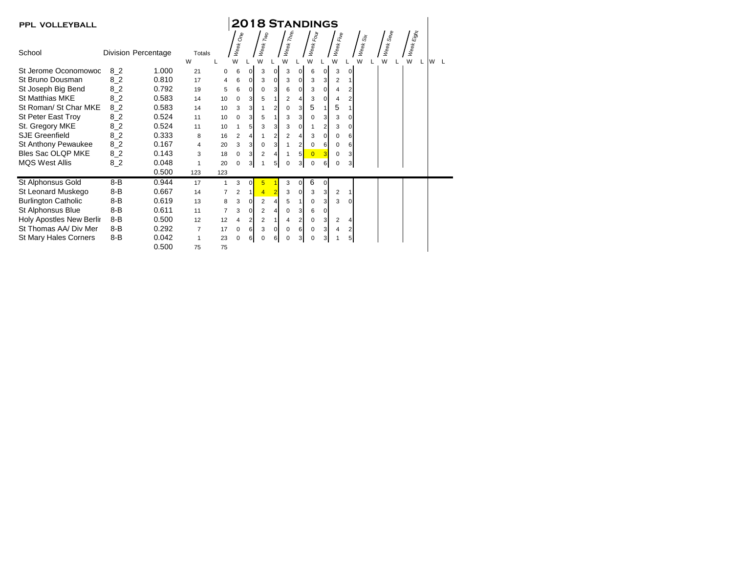**PPL VOLLEYBALL**

# 2018 Standings

| School | Division | Percentage | Totals W | Totals L | Week One W | Week One L | Week Two W | Week Two L | Week Three W | Week Three L | Week Four W | Week Four L | Week Five W | Week Five L | Week Six W | Week Six L | Week Seven W | Week Seven L | Week Eight W | Week Eight L | W | L |
|---|---|---|---|---|---|---|---|---|---|---|---|---|---|---|---|---|---|---|---|---|---|---|
| St Jerome Oconomowoc | 8_2 | 1.000 | 21 | 0 | 6 | 0 | 3 | 0 | 3 | 0 | 6 | 0 | 3 | 0 | | | | | | | | |
| St Bruno Dousman | 8_2 | 0.810 | 17 | 4 | 6 | 0 | 3 | 0 | 3 | 0 | 3 | 3 | 2 | 1 | | | | | | | | |
| St Joseph Big Bend | 8_2 | 0.792 | 19 | 5 | 6 | 0 | 0 | 3 | 6 | 0 | 3 | 0 | 4 | 2 | | | | | | | | |
| St Matthias MKE | 8_2 | 0.583 | 14 | 10 | 0 | 3 | 5 | 1 | 2 | 4 | 3 | 0 | 4 | 2 | | | | | | | | |
| St Roman/ St Char MKE | 8_2 | 0.583 | 14 | 10 | 3 | 3 | 1 | 2 | 0 | 3 | 5 | 1 | 5 | 1 | | | | | | | | |
| St Peter East Troy | 8_2 | 0.524 | 11 | 10 | 0 | 3 | 5 | 1 | 3 | 3 | 0 | 3 | 3 | 0 | | | | | | | | |
| St. Gregory MKE | 8_2 | 0.524 | 11 | 10 | 1 | 5 | 3 | 3 | 3 | 0 | 1 | 2 | 3 | 0 | | | | | | | | |
| SJE Greenfield | 8_2 | 0.333 | 8 | 16 | 2 | 4 | 1 | 2 | 2 | 4 | 3 | 0 | 0 | 6 | | | | | | | | |
| St Anthony Pewaukee | 8_2 | 0.167 | 4 | 20 | 3 | 3 | 0 | 3 | 1 | 2 | 0 | 6 | 0 | 6 | | | | | | | | |
| Bles Sac OLQP MKE | 8_2 | 0.143 | 3 | 18 | 0 | 3 | 2 | 4 | 1 | 5 | 0 | 3 | 0 | 3 | | | | | | | | |
| MQS West Allis | 8_2 | 0.048 | 1 | 20 | 0 | 3 | 1 | 5 | 0 | 3 | 0 | 6 | 0 | 3 | | | | | | | | |
| | | 0.500 | 123 | 123 | | | | | | | | | | | | | | | | | | |
| St Alphonsus Gold | 8-B | 0.944 | 17 | 1 | 3 | 0 | 5 | 1 | 3 | 0 | 6 | 0 | | | | | | | | | | |
| St Leonard Muskego | 8-B | 0.667 | 14 | 7 | 2 | 1 | 4 | 2 | 3 | 0 | 3 | 3 | 2 | 1 | | | | | | | | |
| Burlington Catholic | 8-B | 0.619 | 13 | 8 | 3 | 0 | 2 | 4 | 5 | 1 | 0 | 3 | 3 | 0 | | | | | | | | |
| St Alphonsus Blue | 8-B | 0.611 | 11 | 7 | 3 | 0 | 2 | 4 | 0 | 3 | 6 | 0 | | | | | | | | | | |
| Holy Apostles New Berlin | 8-B | 0.500 | 12 | 12 | 4 | 2 | 2 | 1 | 4 | 2 | 0 | 3 | 2 | 4 | | | | | | | | |
| St Thomas AA/ Div Mer | 8-B | 0.292 | 7 | 17 | 0 | 6 | 3 | 0 | 0 | 6 | 0 | 3 | 4 | 2 | | | | | | | | |
| St Mary Hales Corners | 8-B | 0.042 | 1 | 23 | 0 | 6 | 0 | 6 | 0 | 3 | 0 | 3 | 1 | 5 | | | | | | | | |
| | | 0.500 | 75 | 75 | | | | | | | | | | | | | | | | | | |